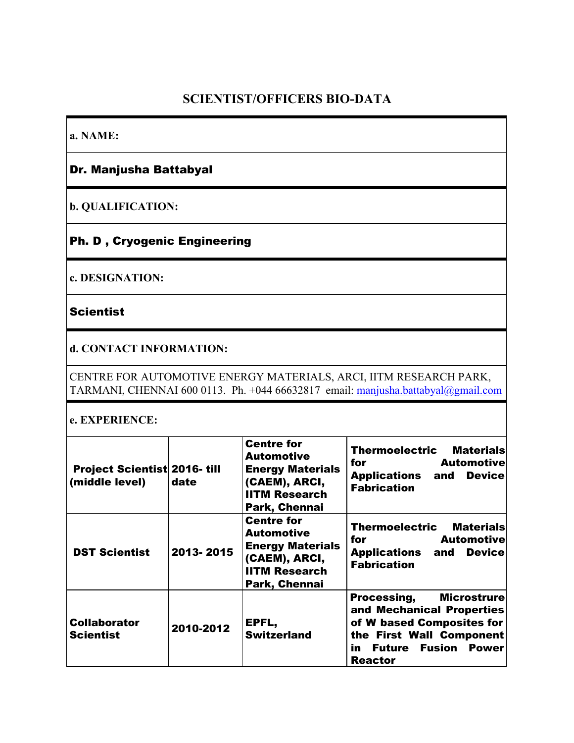## SCIENTIST/OFFICERS BIO-DATA

**a. NAME:**

**Dr. Manjusha Battabyal**

**b. QUALIFICATION:**

**Ph. D , Cryogenic Engineering**

**c. DESIGNATION:**

**Scientist**

**d. CONTACT INFORMATION:**

CENTRE FOR AUTOMOTIVE ENERGY MATERIALS, ARCI, IITM RESEARCH PARK, TARMANI, CHENNAI 600 0113. Ph. +044 66632817 email: manjusha.battabyal@gmail.com

**e. EXPERIENCE:**

| | | | |
|---|---|---|---|
| **Project Scientist (middle level)** | **2016- till date** | **Centre for Automotive Energy Materials (CAEM), ARCI, IITM Research Park, Chennai** | **Thermoelectric Materials for Automotive Applications and Device Fabrication** |
| **DST Scientist** | **2013- 2015** | **Centre for Automotive Energy Materials (CAEM), ARCI, IITM Research Park, Chennai** | **Thermoelectric Materials for Automotive Applications and Device Fabrication** |
| **Collaborator Scientist** | **2010-2012** | **EPFL, Switzerland** | **Processing, Microstrure and Mechanical Properties of W based Composites for the First Wall Component in Future Fusion Power Reactor** |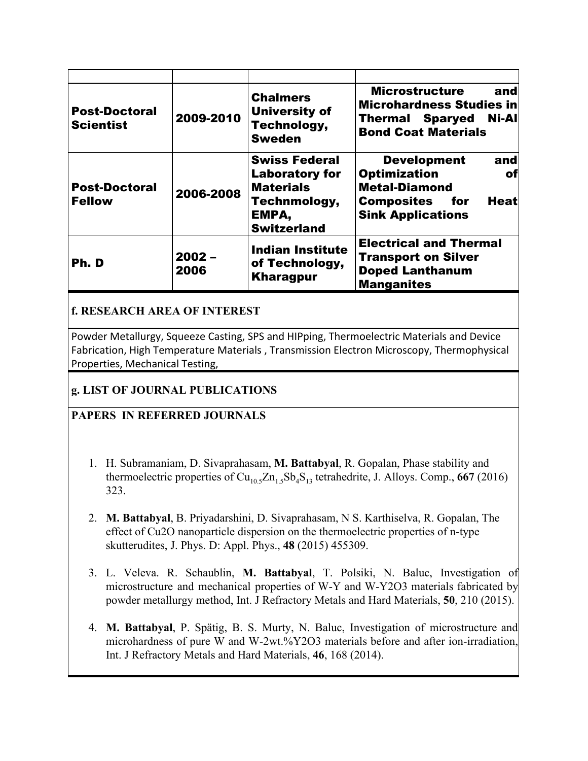| | | | |
|---|---|---|---|
| **Post-Doctoral Scientist** | **2009-2010** | **Chalmers University of Technology, Sweden** | **Microstructure and Microhardness Studies in Thermal Sparyed Ni-Al Bond Coat Materials** |
| **Post-Doctoral Fellow** | **2006-2008** | **Swiss Federal Laboratory for Materials Technmology, EMPA, Switzerland** | **Development and Optimization of Metal-Diamond Composites for Heat Sink Applications** |
| **Ph. D** | **2002 – 2006** | **Indian Institute of Technology, Kharagpur** | **Electrical and Thermal Transport on Silver Doped Lanthanum Manganites** |

**f. RESEARCH AREA OF INTEREST**

Powder Metallurgy, Squeeze Casting, SPS and HIPping, Thermoelectric Materials and Device Fabrication, High Temperature Materials , Transmission Electron Microscopy, Thermophysical Properties, Mechanical Testing,

**g. LIST OF JOURNAL PUBLICATIONS**

**PAPERS IN REFERRED JOURNALS**

1. H. Subramaniam, D. Sivaprahasam, **M. Battabyal**, R. Gopalan, Phase stability and thermoelectric properties of $Cu_{10.5}Zn_{1.5}Sb_4S_{13}$ tetrahedrite, J. Alloys. Comp., **667** (2016) 323.

2. **M. Battabyal**, B. Priyadarshini, D. Sivaprahasam, N S. Karthiselva, R. Gopalan, The effect of Cu2O nanoparticle dispersion on the thermoelectric properties of n-type skutterudites, J. Phys. D: Appl. Phys., **48** (2015) 455309.

3. L. Veleva. R. Schaublin, **M. Battabyal**, T. Polsiki, N. Baluc, Investigation of microstructure and mechanical properties of W-Y and W-Y2O3 materials fabricated by powder metallurgy method, Int. J Refractory Metals and Hard Materials, **50**, 210 (2015).

4. **M. Battabyal**, P. Spätig, B. S. Murty, N. Baluc, Investigation of microstructure and microhardness of pure W and W-2wt.%Y2O3 materials before and after ion-irradiation, Int. J Refractory Metals and Hard Materials, **46**, 168 (2014).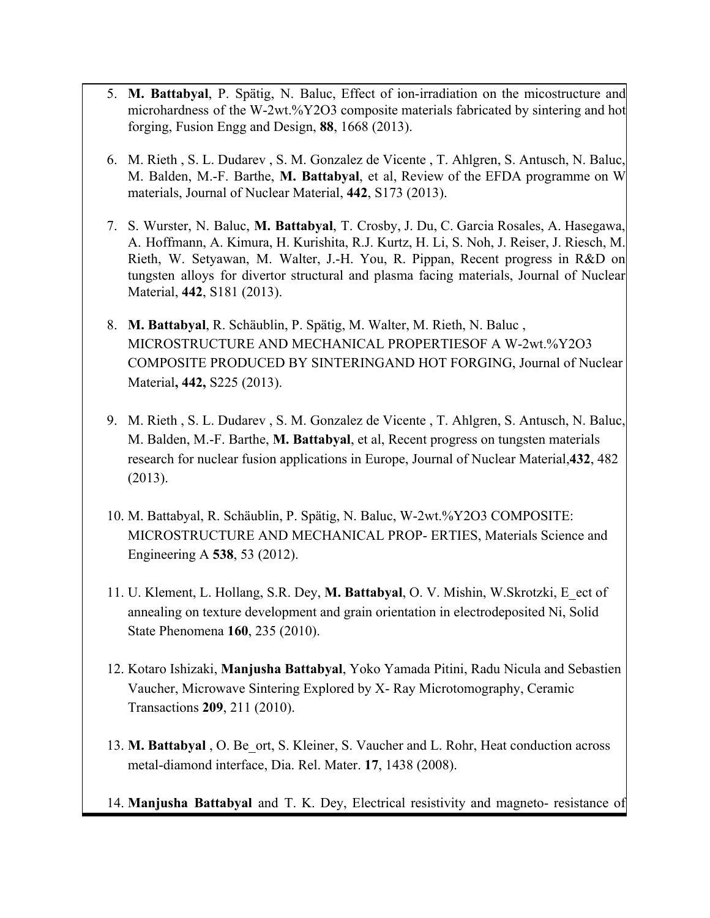5. **M. Battabyal**, P. Spätig, N. Baluc, Effect of ion-irradiation on the micostructure and microhardness of the W-2wt.%Y2O3 composite materials fabricated by sintering and hot forging, Fusion Engg and Design, **88**, 1668 (2013).

6. M. Rieth , S. L. Dudarev , S. M. Gonzalez de Vicente , T. Ahlgren, S. Antusch, N. Baluc, M. Balden, M.-F. Barthe, **M. Battabyal**, et al, Review of the EFDA programme on W materials, Journal of Nuclear Material, **442**, S173 (2013).

7. S. Wurster, N. Baluc, **M. Battabyal**, T. Crosby, J. Du, C. Garcia Rosales, A. Hasegawa, A. Hoffmann, A. Kimura, H. Kurishita, R.J. Kurtz, H. Li, S. Noh, J. Reiser, J. Riesch, M. Rieth, W. Setyawan, M. Walter, J.-H. You, R. Pippan, Recent progress in R&D on tungsten alloys for divertor structural and plasma facing materials, Journal of Nuclear Material, **442**, S181 (2013).

8. **M. Battabyal**, R. Schäublin, P. Spätig, M. Walter, M. Rieth, N. Baluc , MICROSTRUCTURE AND MECHANICAL PROPERTIESOF A W-2wt.%Y2O3 COMPOSITE PRODUCED BY SINTERINGAND HOT FORGING, Journal of Nuclear Material**, 442,** S225 (2013).

9. M. Rieth , S. L. Dudarev , S. M. Gonzalez de Vicente , T. Ahlgren, S. Antusch, N. Baluc, M. Balden, M.-F. Barthe, **M. Battabyal**, et al, Recent progress on tungsten materials research for nuclear fusion applications in Europe, Journal of Nuclear Material,**432**, 482 (2013).

10. M. Battabyal, R. Schäublin, P. Spätig, N. Baluc, W-2wt.%Y2O3 COMPOSITE: MICROSTRUCTURE AND MECHANICAL PROP- ERTIES, Materials Science and Engineering A **538**, 53 (2012).

11. U. Klement, L. Hollang, S.R. Dey, **M. Battabyal**, O. V. Mishin, W.Skrotzki, E_ect of annealing on texture development and grain orientation in electrodeposited Ni, Solid State Phenomena **160**, 235 (2010).

12. Kotaro Ishizaki, **Manjusha Battabyal**, Yoko Yamada Pitini, Radu Nicula and Sebastien Vaucher, Microwave Sintering Explored by X- Ray Microtomography, Ceramic Transactions **209**, 211 (2010).

13. **M. Battabyal** , O. Be_ort, S. Kleiner, S. Vaucher and L. Rohr, Heat conduction across metal-diamond interface, Dia. Rel. Mater. **17**, 1438 (2008).

14. **Manjusha Battabyal** and T. K. Dey, Electrical resistivity and magneto- resistance of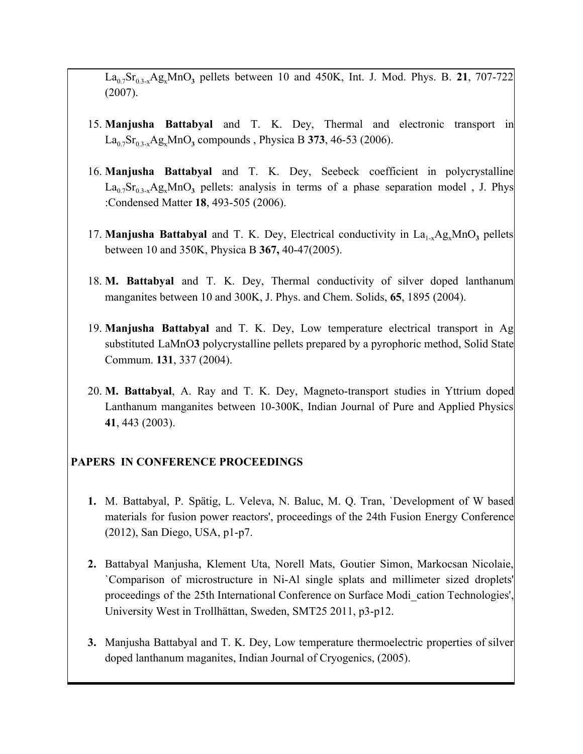$La_{0.7}Sr_{0.3-x}Ag_xMnO_3$ pellets between 10 and 450K, Int. J. Mod. Phys. B. **21**, 707-722 (2007).

15. **Manjusha Battabyal** and T. K. Dey, Thermal and electronic transport in $La_{0.7}Sr_{0.3-x}Ag_xMnO_3$ compounds , Physica B **373**, 46-53 (2006).

16. **Manjusha Battabyal** and T. K. Dey, Seebeck coefficient in polycrystalline $La_{0.7}Sr_{0.3-x}Ag_xMnO_3$ pellets: analysis in terms of a phase separation model , J. Phys :Condensed Matter **18**, 493-505 (2006).

17. **Manjusha Battabyal** and T. K. Dey, Electrical conductivity in $La_{1-x}Ag_xMnO_3$ pellets between 10 and 350K, Physica B **367,** 40-47(2005).

18. **M. Battabyal** and T. K. Dey, Thermal conductivity of silver doped lanthanum manganites between 10 and 300K, J. Phys. and Chem. Solids, **65**, 1895 (2004).

19. **Manjusha Battabyal** and T. K. Dey, Low temperature electrical transport in Ag substituted LaMnO**3** polycrystalline pellets prepared by a pyrophoric method, Solid State Commum. **131**, 337 (2004).

20. **M. Battabyal**, A. Ray and T. K. Dey, Magneto-transport studies in Yttrium doped Lanthanum manganites between 10-300K, Indian Journal of Pure and Applied Physics **41**, 443 (2003).

## PAPERS IN CONFERENCE PROCEEDINGS

1. M. Battabyal, P. Spätig, L. Veleva, N. Baluc, M. Q. Tran, `Development of W based materials for fusion power reactors', proceedings of the 24th Fusion Energy Conference (2012), San Diego, USA, p1-p7.

2. Battabyal Manjusha, Klement Uta, Norell Mats, Goutier Simon, Markocsan Nicolaie, `Comparison of microstructure in Ni-Al single splats and millimeter sized droplets' proceedings of the 25th International Conference on Surface Modi_cation Technologies', University West in Trollhättan, Sweden, SMT25 2011, p3-p12.

3. Manjusha Battabyal and T. K. Dey, Low temperature thermoelectric properties of silver doped lanthanum maganites, Indian Journal of Cryogenics, (2005).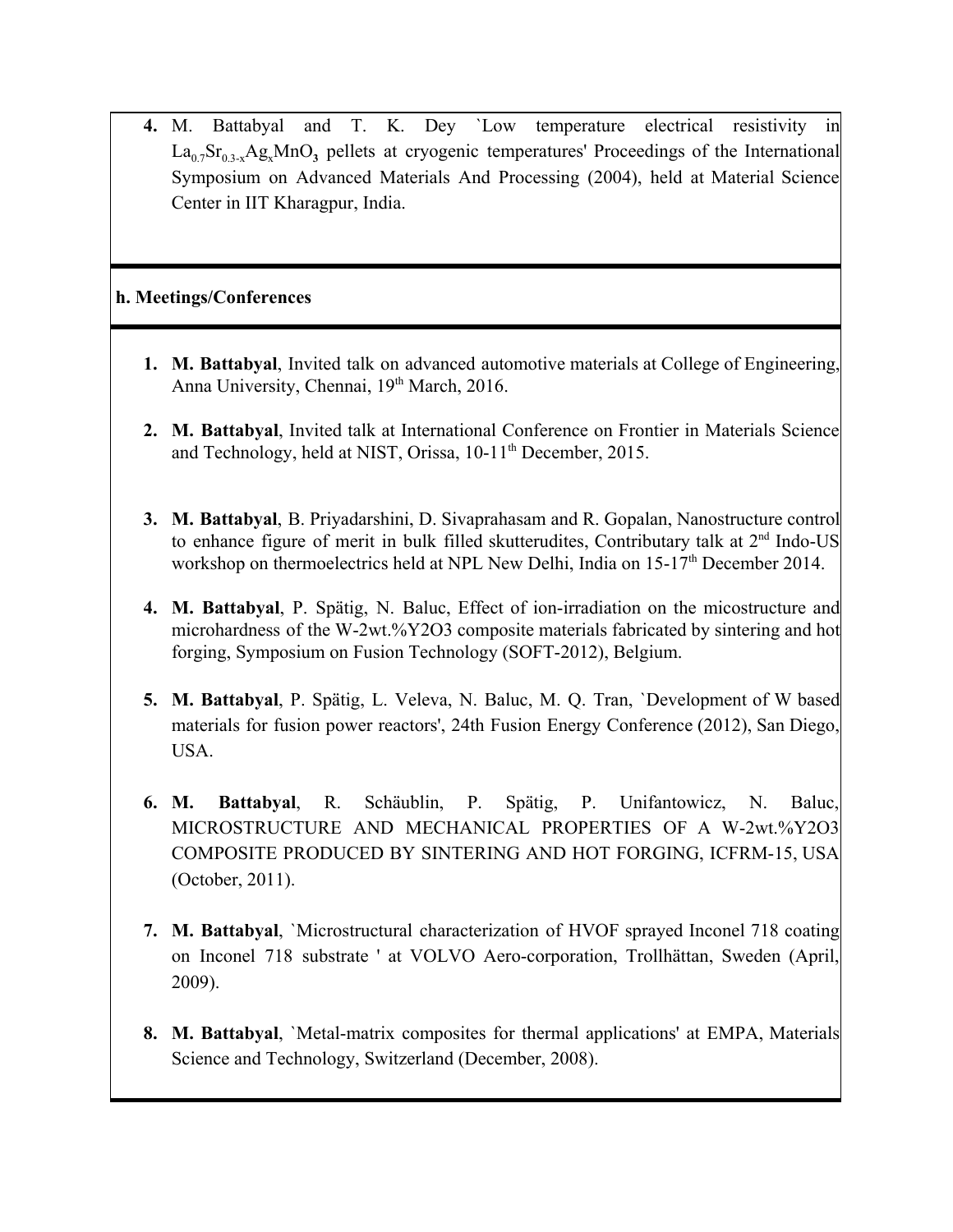4. M. Battabyal and T. K. Dey `Low temperature electrical resistivity in $La_{0.7}Sr_{0.3-x}Ag_xMnO_3$ pellets at cryogenic temperatures' Proceedings of the International Symposium on Advanced Materials And Processing (2004), held at Material Science Center in IIT Kharagpur, India.

**h. Meetings/Conferences**

1. **M. Battabyal**, Invited talk on advanced automotive materials at College of Engineering, Anna University, Chennai, 19th March, 2016.

2. **M. Battabyal**, Invited talk at International Conference on Frontier in Materials Science and Technology, held at NIST, Orissa, 10-11th December, 2015.

3. **M. Battabyal**, B. Priyadarshini, D. Sivaprahasam and R. Gopalan, Nanostructure control to enhance figure of merit in bulk filled skutterudites, Contributary talk at 2nd Indo-US workshop on thermoelectrics held at NPL New Delhi, India on 15-17th December 2014.

4. **M. Battabyal**, P. Spätig, N. Baluc, Effect of ion-irradiation on the micostructure and microhardness of the W-2wt.%Y2O3 composite materials fabricated by sintering and hot forging, Symposium on Fusion Technology (SOFT-2012), Belgium.

5. **M. Battabyal**, P. Spätig, L. Veleva, N. Baluc, M. Q. Tran, `Development of W based materials for fusion power reactors', 24th Fusion Energy Conference (2012), San Diego, USA.

6. **M. Battabyal**, R. Schäublin, P. Spätig, P. Unifantowicz, N. Baluc, MICROSTRUCTURE AND MECHANICAL PROPERTIES OF A W-2wt.%Y2O3 COMPOSITE PRODUCED BY SINTERING AND HOT FORGING, ICFRM-15, USA (October, 2011).

7. **M. Battabyal**, `Microstructural characterization of HVOF sprayed Inconel 718 coating on Inconel 718 substrate ' at VOLVO Aero-corporation, Trollhättan, Sweden (April, 2009).

8. **M. Battabyal**, `Metal-matrix composites for thermal applications' at EMPA, Materials Science and Technology, Switzerland (December, 2008).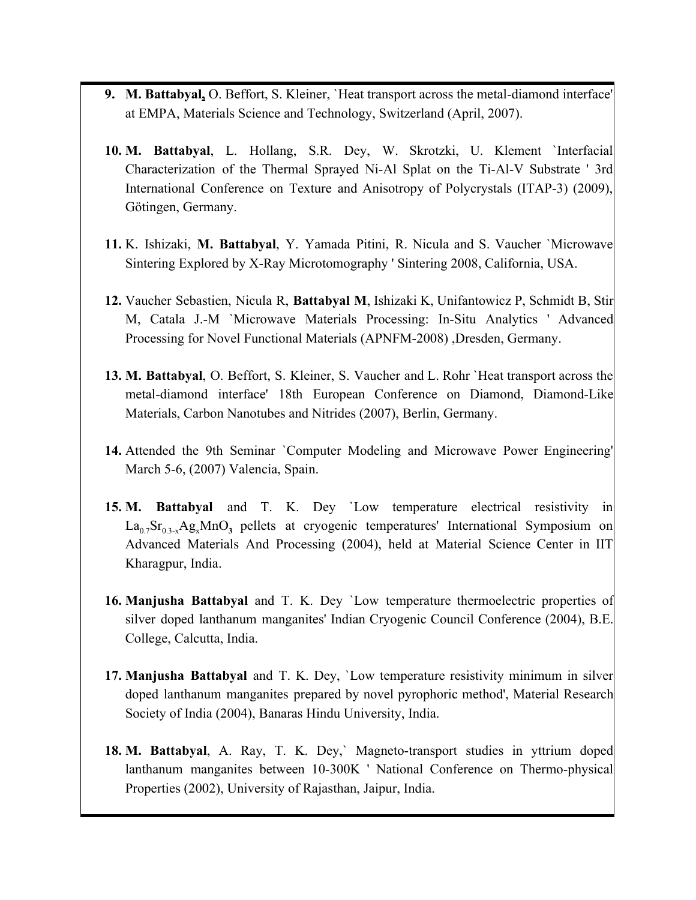9. **M. Battabyal,** O. Beffort, S. Kleiner, `Heat transport across the metal-diamond interface' at EMPA, Materials Science and Technology, Switzerland (April, 2007).

10. **M. Battabyal**, L. Hollang, S.R. Dey, W. Skrotzki, U. Klement `Interfacial Characterization of the Thermal Sprayed Ni-Al Splat on the Ti-Al-V Substrate ' 3rd International Conference on Texture and Anisotropy of Polycrystals (ITAP-3) (2009), Götingen, Germany.

11. K. Ishizaki, **M. Battabyal**, Y. Yamada Pitini, R. Nicula and S. Vaucher `Microwave Sintering Explored by X-Ray Microtomography ' Sintering 2008, California, USA.

12. Vaucher Sebastien, Nicula R, **Battabyal M**, Ishizaki K, Unifantowicz P, Schmidt B, Stir M, Catala J.-M `Microwave Materials Processing: In-Situ Analytics ' Advanced Processing for Novel Functional Materials (APNFM-2008) ,Dresden, Germany.

13. **M. Battabyal**, O. Beffort, S. Kleiner, S. Vaucher and L. Rohr `Heat transport across the metal-diamond interface' 18th European Conference on Diamond, Diamond-Like Materials, Carbon Nanotubes and Nitrides (2007), Berlin, Germany.

14. Attended the 9th Seminar `Computer Modeling and Microwave Power Engineering' March 5-6, (2007) Valencia, Spain.

15. **M. Battabyal** and T. K. Dey `Low temperature electrical resistivity in $La_{0.7}Sr_{0.3-x}Ag_xMnO_3$ pellets at cryogenic temperatures' International Symposium on Advanced Materials And Processing (2004), held at Material Science Center in IIT Kharagpur, India.

16. **Manjusha Battabyal** and T. K. Dey `Low temperature thermoelectric properties of silver doped lanthanum manganites' Indian Cryogenic Council Conference (2004), B.E. College, Calcutta, India.

17. **Manjusha Battabyal** and T. K. Dey, `Low temperature resistivity minimum in silver doped lanthanum manganites prepared by novel pyrophoric method', Material Research Society of India (2004), Banaras Hindu University, India.

18. **M. Battabyal**, A. Ray, T. K. Dey,` Magneto-transport studies in yttrium doped lanthanum manganites between 10-300K ' National Conference on Thermo-physical Properties (2002), University of Rajasthan, Jaipur, India.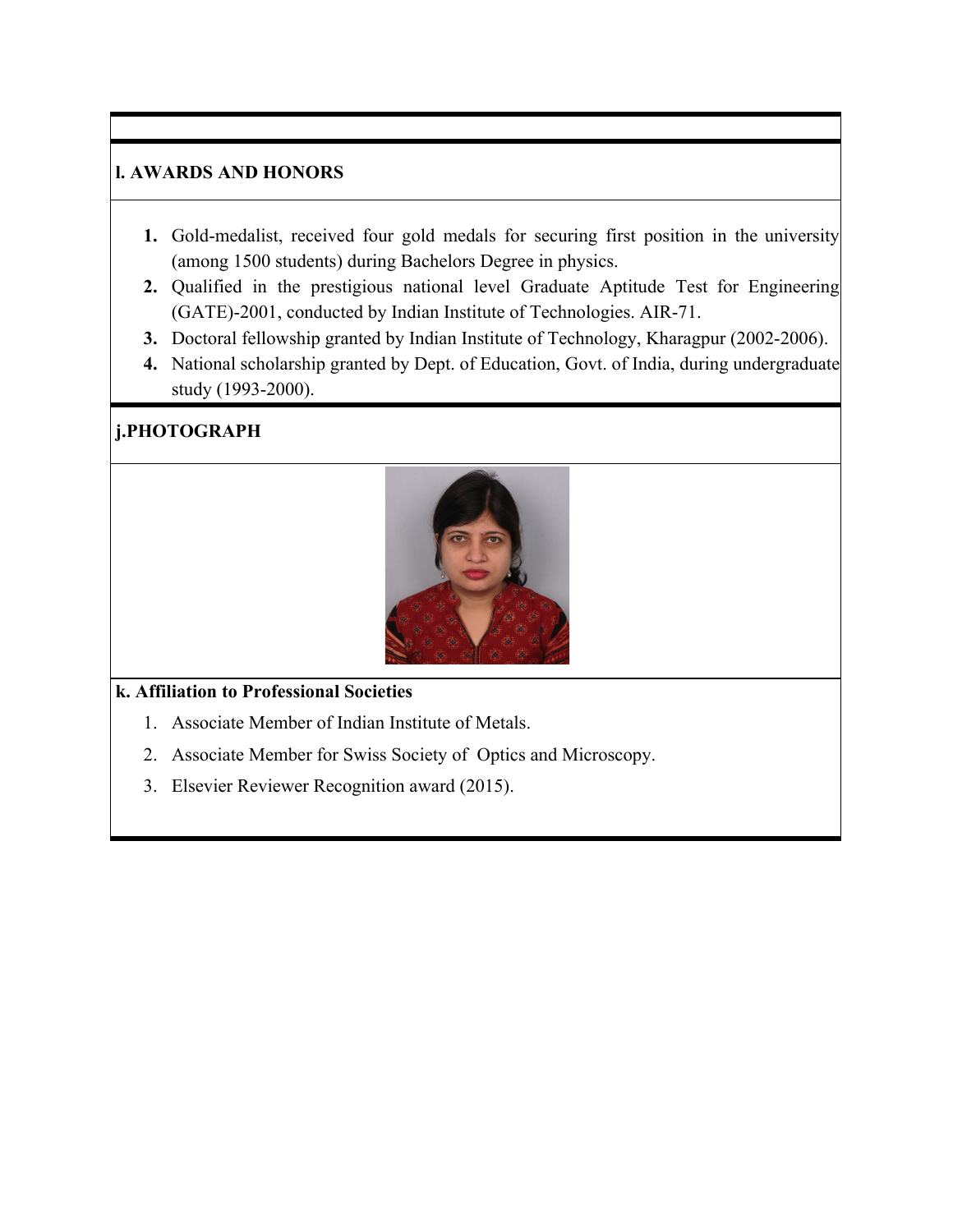## l. AWARDS AND HONORS

1. Gold-medalist, received four gold medals for securing first position in the university (among 1500 students) during Bachelors Degree in physics.
2. Qualified in the prestigious national level Graduate Aptitude Test for Engineering (GATE)-2001, conducted by Indian Institute of Technologies. AIR-71.
3. Doctoral fellowship granted by Indian Institute of Technology, Kharagpur (2002-2006).
4. National scholarship granted by Dept. of Education, Govt. of India, during undergraduate study (1993-2000).

## j.PHOTOGRAPH

## k. Affiliation to Professional Societies

1. Associate Member of Indian Institute of Metals.
2. Associate Member for Swiss Society of Optics and Microscopy.
3. Elsevier Reviewer Recognition award (2015).